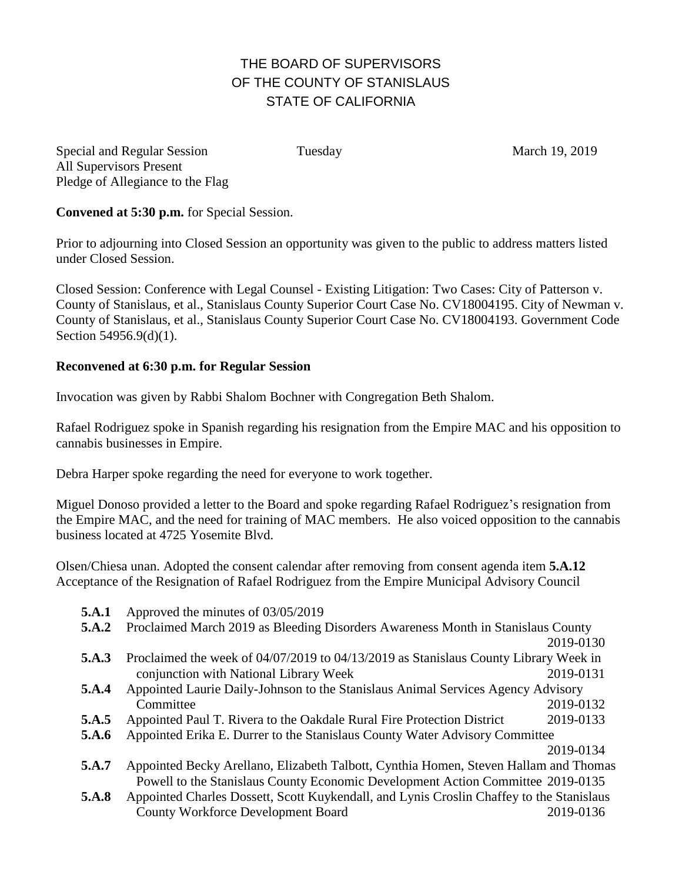# THE BOARD OF SUPERVISORS
# OF THE COUNTY OF STANISLAUS
# STATE OF CALIFORNIA

Special and Regular Session Tuesday March 19, 2019
All Supervisors Present
Pledge of Allegiance to the Flag

**Convened at 5:30 p.m.** for Special Session.

Prior to adjourning into Closed Session an opportunity was given to the public to address matters listed under Closed Session.

Closed Session: Conference with Legal Counsel - Existing Litigation: Two Cases: City of Patterson v. County of Stanislaus, et al., Stanislaus County Superior Court Case No. CV18004195. City of Newman v. County of Stanislaus, et al., Stanislaus County Superior Court Case No. CV18004193. Government Code Section 54956.9(d)(1).

**Reconvened at 6:30 p.m. for Regular Session**

Invocation was given by Rabbi Shalom Bochner with Congregation Beth Shalom.

Rafael Rodriguez spoke in Spanish regarding his resignation from the Empire MAC and his opposition to cannabis businesses in Empire.

Debra Harper spoke regarding the need for everyone to work together.

Miguel Donoso provided a letter to the Board and spoke regarding Rafael Rodriguez's resignation from the Empire MAC, and the need for training of MAC members. He also voiced opposition to the cannabis business located at 4725 Yosemite Blvd.

Olsen/Chiesa unan. Adopted the consent calendar after removing from consent agenda item **5.A.12** Acceptance of the Resignation of Rafael Rodriguez from the Empire Municipal Advisory Council

- **5.A.1** Approved the minutes of 03/05/2019
- **5.A.2** Proclaimed March 2019 as Bleeding Disorders Awareness Month in Stanislaus County 2019-0130
- **5.A.3** Proclaimed the week of 04/07/2019 to 04/13/2019 as Stanislaus County Library Week in conjunction with National Library Week 2019-0131
- **5.A.4** Appointed Laurie Daily-Johnson to the Stanislaus Animal Services Agency Advisory Committee 2019-0132
- **5.A.5** Appointed Paul T. Rivera to the Oakdale Rural Fire Protection District 2019-0133
- **5.A.6** Appointed Erika E. Durrer to the Stanislaus County Water Advisory Committee 2019-0134
- **5.A.7** Appointed Becky Arellano, Elizabeth Talbott, Cynthia Homen, Steven Hallam and Thomas Powell to the Stanislaus County Economic Development Action Committee 2019-0135
- **5.A.8** Appointed Charles Dossett, Scott Kuykendall, and Lynis Croslin Chaffey to the Stanislaus County Workforce Development Board 2019-0136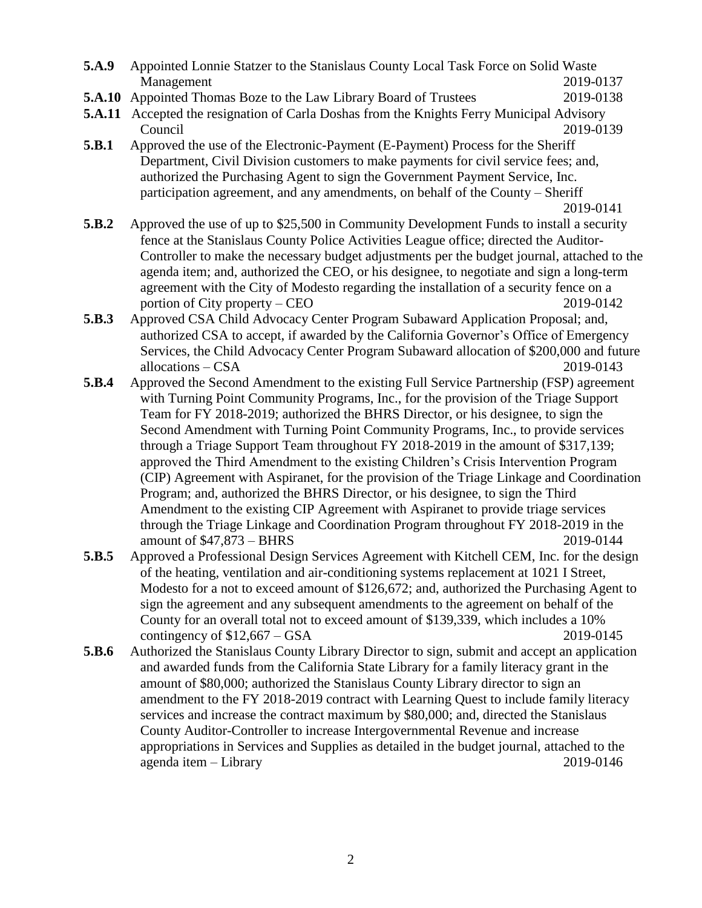**5.A.9** Appointed Lonnie Statzer to the Stanislaus County Local Task Force on Solid Waste Management 2019-0137

**5.A.10** Appointed Thomas Boze to the Law Library Board of Trustees 2019-0138

**5.A.11** Accepted the resignation of Carla Doshas from the Knights Ferry Municipal Advisory Council 2019-0139

**5.B.1** Approved the use of the Electronic-Payment (E-Payment) Process for the Sheriff Department, Civil Division customers to make payments for civil service fees; and, authorized the Purchasing Agent to sign the Government Payment Service, Inc. participation agreement, and any amendments, on behalf of the County – Sheriff 2019-0141

**5.B.2** Approved the use of up to $25,500 in Community Development Funds to install a security fence at the Stanislaus County Police Activities League office; directed the Auditor-Controller to make the necessary budget adjustments per the budget journal, attached to the agenda item; and, authorized the CEO, or his designee, to negotiate and sign a long-term agreement with the City of Modesto regarding the installation of a security fence on a portion of City property – CEO 2019-0142

**5.B.3** Approved CSA Child Advocacy Center Program Subaward Application Proposal; and, authorized CSA to accept, if awarded by the California Governor's Office of Emergency Services, the Child Advocacy Center Program Subaward allocation of $200,000 and future allocations – CSA 2019-0143

**5.B.4** Approved the Second Amendment to the existing Full Service Partnership (FSP) agreement with Turning Point Community Programs, Inc., for the provision of the Triage Support Team for FY 2018-2019; authorized the BHRS Director, or his designee, to sign the Second Amendment with Turning Point Community Programs, Inc., to provide services through a Triage Support Team throughout FY 2018-2019 in the amount of $317,139; approved the Third Amendment to the existing Children's Crisis Intervention Program (CIP) Agreement with Aspiranet, for the provision of the Triage Linkage and Coordination Program; and, authorized the BHRS Director, or his designee, to sign the Third Amendment to the existing CIP Agreement with Aspiranet to provide triage services through the Triage Linkage and Coordination Program throughout FY 2018-2019 in the amount of $47,873 – BHRS 2019-0144

**5.B.5** Approved a Professional Design Services Agreement with Kitchell CEM, Inc. for the design of the heating, ventilation and air-conditioning systems replacement at 1021 I Street, Modesto for a not to exceed amount of $126,672; and, authorized the Purchasing Agent to sign the agreement and any subsequent amendments to the agreement on behalf of the County for an overall total not to exceed amount of $139,339, which includes a 10% contingency of $12,667 – GSA 2019-0145

**5.B.6** Authorized the Stanislaus County Library Director to sign, submit and accept an application and awarded funds from the California State Library for a family literacy grant in the amount of $80,000; authorized the Stanislaus County Library director to sign an amendment to the FY 2018-2019 contract with Learning Quest to include family literacy services and increase the contract maximum by $80,000; and, directed the Stanislaus County Auditor-Controller to increase Intergovernmental Revenue and increase appropriations in Services and Supplies as detailed in the budget journal, attached to the agenda item – Library 2019-0146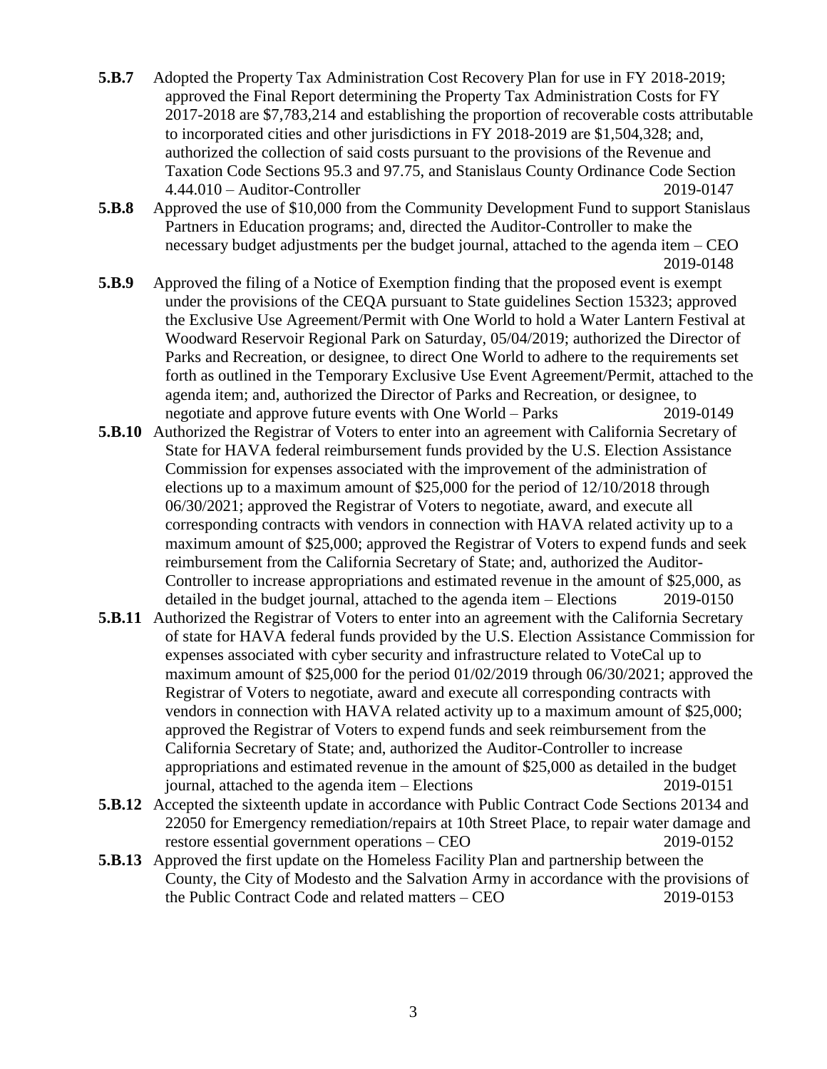**5.B.7** Adopted the Property Tax Administration Cost Recovery Plan for use in FY 2018-2019; approved the Final Report determining the Property Tax Administration Costs for FY 2017-2018 are $7,783,214 and establishing the proportion of recoverable costs attributable to incorporated cities and other jurisdictions in FY 2018-2019 are $1,504,328; and, authorized the collection of said costs pursuant to the provisions of the Revenue and Taxation Code Sections 95.3 and 97.75, and Stanislaus County Ordinance Code Section 4.44.010 – Auditor-Controller 2019-0147

**5.B.8** Approved the use of $10,000 from the Community Development Fund to support Stanislaus Partners in Education programs; and, directed the Auditor-Controller to make the necessary budget adjustments per the budget journal, attached to the agenda item – CEO 2019-0148

**5.B.9** Approved the filing of a Notice of Exemption finding that the proposed event is exempt under the provisions of the CEQA pursuant to State guidelines Section 15323; approved the Exclusive Use Agreement/Permit with One World to hold a Water Lantern Festival at Woodward Reservoir Regional Park on Saturday, 05/04/2019; authorized the Director of Parks and Recreation, or designee, to direct One World to adhere to the requirements set forth as outlined in the Temporary Exclusive Use Event Agreement/Permit, attached to the agenda item; and, authorized the Director of Parks and Recreation, or designee, to negotiate and approve future events with One World – Parks 2019-0149

**5.B.10** Authorized the Registrar of Voters to enter into an agreement with California Secretary of State for HAVA federal reimbursement funds provided by the U.S. Election Assistance Commission for expenses associated with the improvement of the administration of elections up to a maximum amount of $25,000 for the period of 12/10/2018 through 06/30/2021; approved the Registrar of Voters to negotiate, award, and execute all corresponding contracts with vendors in connection with HAVA related activity up to a maximum amount of $25,000; approved the Registrar of Voters to expend funds and seek reimbursement from the California Secretary of State; and, authorized the Auditor-Controller to increase appropriations and estimated revenue in the amount of $25,000, as detailed in the budget journal, attached to the agenda item – Elections 2019-0150

**5.B.11** Authorized the Registrar of Voters to enter into an agreement with the California Secretary of state for HAVA federal funds provided by the U.S. Election Assistance Commission for expenses associated with cyber security and infrastructure related to VoteCal up to maximum amount of $25,000 for the period 01/02/2019 through 06/30/2021; approved the Registrar of Voters to negotiate, award and execute all corresponding contracts with vendors in connection with HAVA related activity up to a maximum amount of $25,000; approved the Registrar of Voters to expend funds and seek reimbursement from the California Secretary of State; and, authorized the Auditor-Controller to increase appropriations and estimated revenue in the amount of $25,000 as detailed in the budget journal, attached to the agenda item – Elections 2019-0151

**5.B.12** Accepted the sixteenth update in accordance with Public Contract Code Sections 20134 and 22050 for Emergency remediation/repairs at 10th Street Place, to repair water damage and restore essential government operations – CEO 2019-0152

**5.B.13** Approved the first update on the Homeless Facility Plan and partnership between the County, the City of Modesto and the Salvation Army in accordance with the provisions of the Public Contract Code and related matters – CEO 2019-0153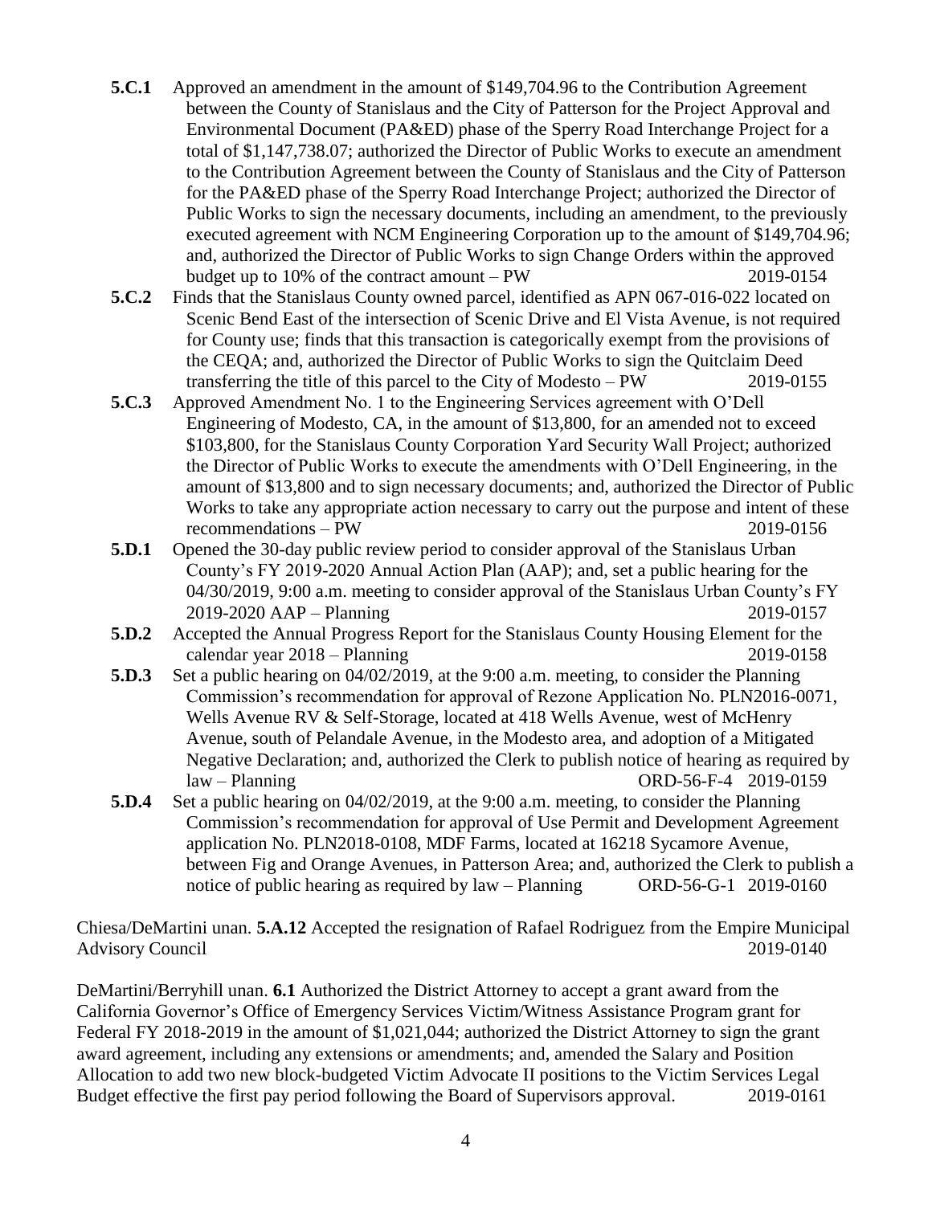**5.C.1** Approved an amendment in the amount of $149,704.96 to the Contribution Agreement between the County of Stanislaus and the City of Patterson for the Project Approval and Environmental Document (PA&ED) phase of the Sperry Road Interchange Project for a total of $1,147,738.07; authorized the Director of Public Works to execute an amendment to the Contribution Agreement between the County of Stanislaus and the City of Patterson for the PA&ED phase of the Sperry Road Interchange Project; authorized the Director of Public Works to sign the necessary documents, including an amendment, to the previously executed agreement with NCM Engineering Corporation up to the amount of $149,704.96; and, authorized the Director of Public Works to sign Change Orders within the approved budget up to 10% of the contract amount – PW 2019-0154

**5.C.2** Finds that the Stanislaus County owned parcel, identified as APN 067-016-022 located on Scenic Bend East of the intersection of Scenic Drive and El Vista Avenue, is not required for County use; finds that this transaction is categorically exempt from the provisions of the CEQA; and, authorized the Director of Public Works to sign the Quitclaim Deed transferring the title of this parcel to the City of Modesto – PW 2019-0155

**5.C.3** Approved Amendment No. 1 to the Engineering Services agreement with O'Dell Engineering of Modesto, CA, in the amount of $13,800, for an amended not to exceed $103,800, for the Stanislaus County Corporation Yard Security Wall Project; authorized the Director of Public Works to execute the amendments with O'Dell Engineering, in the amount of $13,800 and to sign necessary documents; and, authorized the Director of Public Works to take any appropriate action necessary to carry out the purpose and intent of these recommendations – PW 2019-0156

**5.D.1** Opened the 30-day public review period to consider approval of the Stanislaus Urban County's FY 2019-2020 Annual Action Plan (AAP); and, set a public hearing for the 04/30/2019, 9:00 a.m. meeting to consider approval of the Stanislaus Urban County's FY 2019-2020 AAP – Planning 2019-0157

**5.D.2** Accepted the Annual Progress Report for the Stanislaus County Housing Element for the calendar year 2018 – Planning 2019-0158

**5.D.3** Set a public hearing on 04/02/2019, at the 9:00 a.m. meeting, to consider the Planning Commission's recommendation for approval of Rezone Application No. PLN2016-0071, Wells Avenue RV & Self-Storage, located at 418 Wells Avenue, west of McHenry Avenue, south of Pelandale Avenue, in the Modesto area, and adoption of a Mitigated Negative Declaration; and, authorized the Clerk to publish notice of hearing as required by law – Planning ORD-56-F-4 2019-0159

**5.D.4** Set a public hearing on 04/02/2019, at the 9:00 a.m. meeting, to consider the Planning Commission's recommendation for approval of Use Permit and Development Agreement application No. PLN2018-0108, MDF Farms, located at 16218 Sycamore Avenue, between Fig and Orange Avenues, in Patterson Area; and, authorized the Clerk to publish a notice of public hearing as required by law – Planning ORD-56-G-1 2019-0160

Chiesa/DeMartini unan. **5.A.12** Accepted the resignation of Rafael Rodriguez from the Empire Municipal Advisory Council 2019-0140

DeMartini/Berryhill unan. **6.1** Authorized the District Attorney to accept a grant award from the California Governor's Office of Emergency Services Victim/Witness Assistance Program grant for Federal FY 2018-2019 in the amount of $1,021,044; authorized the District Attorney to sign the grant award agreement, including any extensions or amendments; and, amended the Salary and Position Allocation to add two new block-budgeted Victim Advocate II positions to the Victim Services Legal Budget effective the first pay period following the Board of Supervisors approval. 2019-0161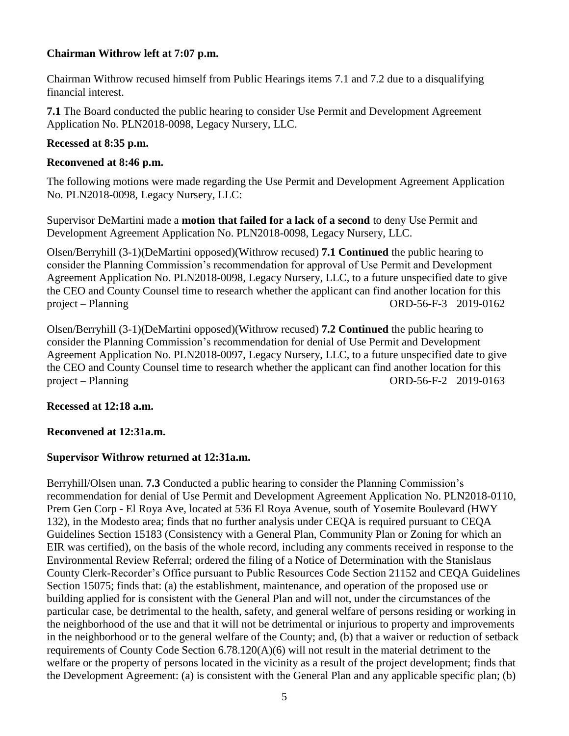**Chairman Withrow left at 7:07 p.m.**

Chairman Withrow recused himself from Public Hearings items 7.1 and 7.2 due to a disqualifying financial interest.

**7.1** The Board conducted the public hearing to consider Use Permit and Development Agreement Application No. PLN2018-0098, Legacy Nursery, LLC.

**Recessed at 8:35 p.m.**

**Reconvened at 8:46 p.m.**

The following motions were made regarding the Use Permit and Development Agreement Application No. PLN2018-0098, Legacy Nursery, LLC:

Supervisor DeMartini made a **motion that failed for a lack of a second** to deny Use Permit and Development Agreement Application No. PLN2018-0098, Legacy Nursery, LLC.

Olsen/Berryhill (3-1)(DeMartini opposed)(Withrow recused) **7.1 Continued** the public hearing to consider the Planning Commission's recommendation for approval of Use Permit and Development Agreement Application No. PLN2018-0098, Legacy Nursery, LLC, to a future unspecified date to give the CEO and County Counsel time to research whether the applicant can find another location for this project – Planning ORD-56-F-3 2019-0162

Olsen/Berryhill (3-1)(DeMartini opposed)(Withrow recused) **7.2 Continued** the public hearing to consider the Planning Commission's recommendation for denial of Use Permit and Development Agreement Application No. PLN2018-0097, Legacy Nursery, LLC, to a future unspecified date to give the CEO and County Counsel time to research whether the applicant can find another location for this project – Planning ORD-56-F-2 2019-0163

**Recessed at 12:18 a.m.**

**Reconvened at 12:31a.m.**

**Supervisor Withrow returned at 12:31a.m.**

Berryhill/Olsen unan. **7.3** Conducted a public hearing to consider the Planning Commission's recommendation for denial of Use Permit and Development Agreement Application No. PLN2018-0110, Prem Gen Corp - El Roya Ave, located at 536 El Roya Avenue, south of Yosemite Boulevard (HWY 132), in the Modesto area; finds that no further analysis under CEQA is required pursuant to CEQA Guidelines Section 15183 (Consistency with a General Plan, Community Plan or Zoning for which an EIR was certified), on the basis of the whole record, including any comments received in response to the Environmental Review Referral; ordered the filing of a Notice of Determination with the Stanislaus County Clerk-Recorder's Office pursuant to Public Resources Code Section 21152 and CEQA Guidelines Section 15075; finds that: (a) the establishment, maintenance, and operation of the proposed use or building applied for is consistent with the General Plan and will not, under the circumstances of the particular case, be detrimental to the health, safety, and general welfare of persons residing or working in the neighborhood of the use and that it will not be detrimental or injurious to property and improvements in the neighborhood or to the general welfare of the County; and, (b) that a waiver or reduction of setback requirements of County Code Section 6.78.120(A)(6) will not result in the material detriment to the welfare or the property of persons located in the vicinity as a result of the project development; finds that the Development Agreement: (a) is consistent with the General Plan and any applicable specific plan; (b)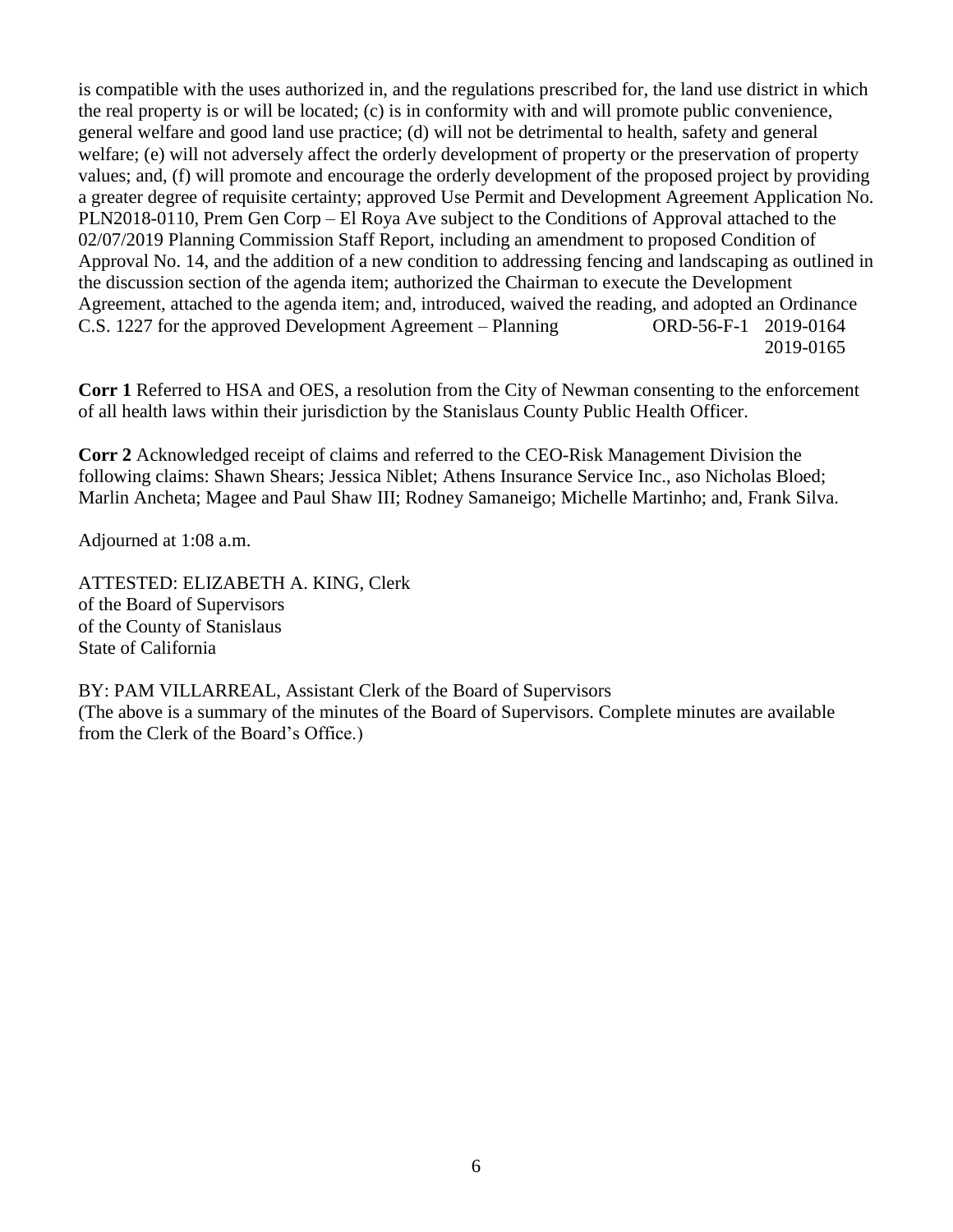is compatible with the uses authorized in, and the regulations prescribed for, the land use district in which the real property is or will be located; (c) is in conformity with and will promote public convenience, general welfare and good land use practice; (d) will not be detrimental to health, safety and general welfare; (e) will not adversely affect the orderly development of property or the preservation of property values; and, (f) will promote and encourage the orderly development of the proposed project by providing a greater degree of requisite certainty; approved Use Permit and Development Agreement Application No. PLN2018-0110, Prem Gen Corp – El Roya Ave subject to the Conditions of Approval attached to the 02/07/2019 Planning Commission Staff Report, including an amendment to proposed Condition of Approval No. 14, and the addition of a new condition to addressing fencing and landscaping as outlined in the discussion section of the agenda item; authorized the Chairman to execute the Development Agreement, attached to the agenda item; and, introduced, waived the reading, and adopted an Ordinance C.S. 1227 for the approved Development Agreement – Planning ORD-56-F-1 2019-0164 2019-0165

**Corr 1** Referred to HSA and OES, a resolution from the City of Newman consenting to the enforcement of all health laws within their jurisdiction by the Stanislaus County Public Health Officer.

**Corr 2** Acknowledged receipt of claims and referred to the CEO-Risk Management Division the following claims: Shawn Shears; Jessica Niblet; Athens Insurance Service Inc., aso Nicholas Bloed; Marlin Ancheta; Magee and Paul Shaw III; Rodney Samaneigo; Michelle Martinho; and, Frank Silva.

Adjourned at 1:08 a.m.

ATTESTED: ELIZABETH A. KING, Clerk
of the Board of Supervisors
of the County of Stanislaus
State of California

BY: PAM VILLARREAL, Assistant Clerk of the Board of Supervisors
(The above is a summary of the minutes of the Board of Supervisors. Complete minutes are available from the Clerk of the Board's Office.)